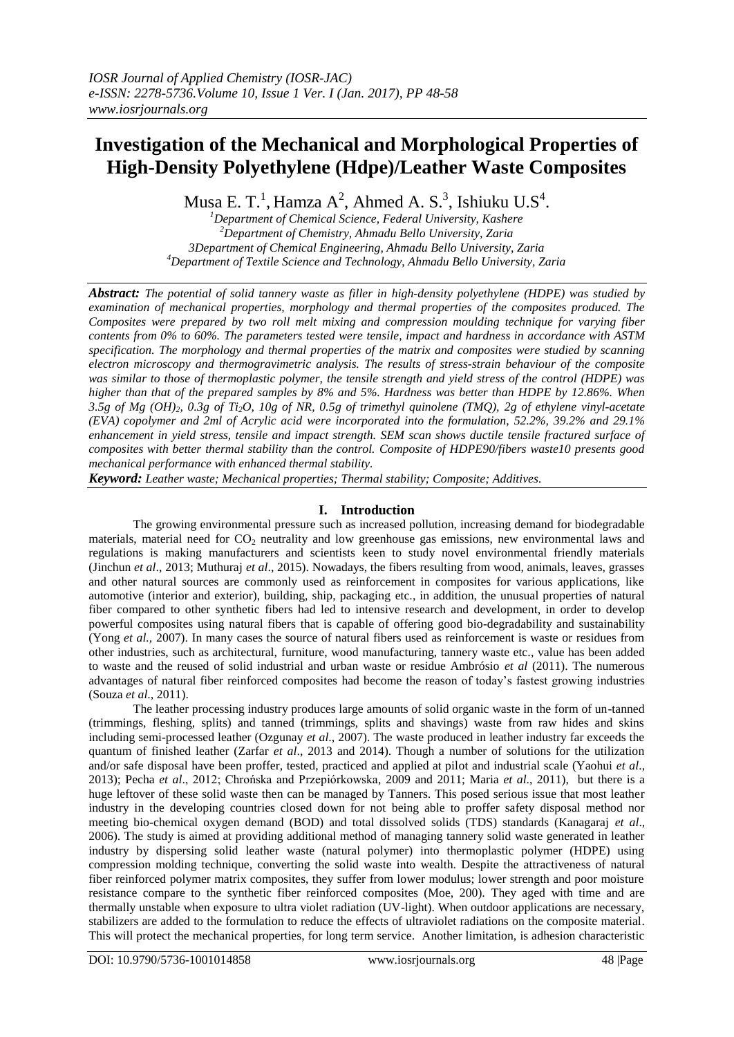*IOSR Journal of Applied Chemistry (IOSR-JAC)*
*e-ISSN: 2278-5736.Volume 10, Issue 1 Ver. I (Jan. 2017), PP 48-58*
*www.iosrjournals.org*

# Investigation of the Mechanical and Morphological Properties of High-Density Polyethylene (Hdpe)/Leather Waste Composites

Musa E. T.[1], Hamza A[2], Ahmed A. S.[3], Ishiuku U.S[4].

[1]Department of Chemical Science, Federal University, Kashere
[2]Department of Chemistry, Ahmadu Bello University, Zaria
[3]Department of Chemical Engineering, Ahmadu Bello University, Zaria
[4]Department of Textile Science and Technology, Ahmadu Bello University, Zaria

***Abstract:*** *The potential of solid tannery waste as filler in high-density polyethylene (HDPE) was studied by examination of mechanical properties, morphology and thermal properties of the composites produced. The Composites were prepared by two roll melt mixing and compression moulding technique for varying fiber contents from 0% to 60%. The parameters tested were tensile, impact and hardness in accordance with ASTM specification. The morphology and thermal properties of the matrix and composites were studied by scanning electron microscopy and thermogravimetric analysis. The results of stress-strain behaviour of the composite was similar to those of thermoplastic polymer, the tensile strength and yield stress of the control (HDPE) was higher than that of the prepared samples by 8% and 5%. Hardness was better than HDPE by 12.86%. When 3.5g of Mg $(OH)_2$, 0.3g of $Ti_2O$, 10g of NR, 0.5g of trimethyl quinolene (TMQ), 2g of ethylene vinyl-acetate (EVA) copolymer and 2ml of Acrylic acid were incorporated into the formulation, 52.2%, 39.2% and 29.1% enhancement in yield stress, tensile and impact strength. SEM scan shows ductile tensile fractured surface of composites with better thermal stability than the control. Composite of HDPE90/fibers waste10 presents good mechanical performance with enhanced thermal stability.*

***Keyword:*** *Leather waste; Mechanical properties; Thermal stability; Composite; Additives.*

## I. Introduction

The growing environmental pressure such as increased pollution, increasing demand for biodegradable materials, material need for $CO_2$ neutrality and low greenhouse gas emissions, new environmental laws and regulations is making manufacturers and scientists keen to study novel environmental friendly materials (Jinchun *et al*., 2013; Muthuraj *et al*., 2015). Nowadays, the fibers resulting from wood, animals, leaves, grasses and other natural sources are commonly used as reinforcement in composites for various applications, like automotive (interior and exterior), building, ship, packaging etc., in addition, the unusual properties of natural fiber compared to other synthetic fibers had led to intensive research and development, in order to develop powerful composites using natural fibers that is capable of offering good bio-degradability and sustainability (Yong *et al.,* 2007). In many cases the source of natural fibers used as reinforcement is waste or residues from other industries, such as architectural, furniture, wood manufacturing, tannery waste etc., value has been added to waste and the reused of solid industrial and urban waste or residue Ambrósio *et al* (2011). The numerous advantages of natural fiber reinforced composites had become the reason of today's fastest growing industries (Souza *et al*., 2011).

The leather processing industry produces large amounts of solid organic waste in the form of un-tanned (trimmings, fleshing, splits) and tanned (trimmings, splits and shavings) waste from raw hides and skins including semi-processed leather (Ozgunay *et al*., 2007). The waste produced in leather industry far exceeds the quantum of finished leather (Zarfar *et al*., 2013 and 2014). Though a number of solutions for the utilization and/or safe disposal have been proffer, tested, practiced and applied at pilot and industrial scale (Yaohui *et al*., 2013); Pecha *et al*., 2012; Chrońska and Przepiórkowska, 2009 and 2011; Maria *et al*., 2011), but there is a huge leftover of these solid waste then can be managed by Tanners. This posed serious issue that most leather industry in the developing countries closed down for not being able to proffer safety disposal method nor meeting bio-chemical oxygen demand (BOD) and total dissolved solids (TDS) standards (Kanagaraj *et al*., 2006). The study is aimed at providing additional method of managing tannery solid waste generated in leather industry by dispersing solid leather waste (natural polymer) into thermoplastic polymer (HDPE) using compression molding technique, converting the solid waste into wealth. Despite the attractiveness of natural fiber reinforced polymer matrix composites, they suffer from lower modulus; lower strength and poor moisture resistance compare to the synthetic fiber reinforced composites (Moe, 200). They aged with time and are thermally unstable when exposure to ultra violet radiation (UV-light). When outdoor applications are necessary, stabilizers are added to the formulation to reduce the effects of ultraviolet radiations on the composite material. This will protect the mechanical properties, for long term service. Another limitation, is adhesion characteristic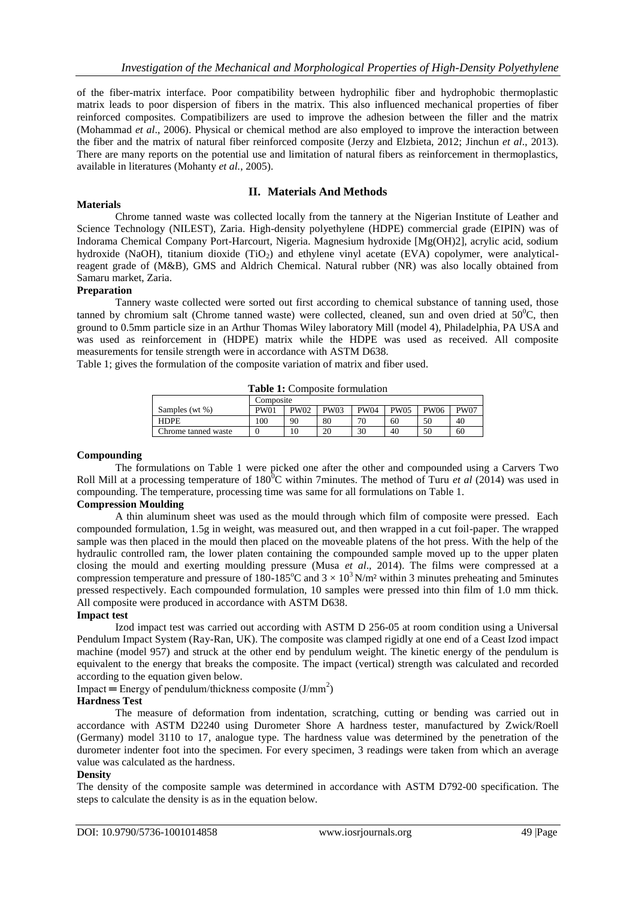of the fiber-matrix interface. Poor compatibility between hydrophilic fiber and hydrophobic thermoplastic matrix leads to poor dispersion of fibers in the matrix. This also influenced mechanical properties of fiber reinforced composites. Compatibilizers are used to improve the adhesion between the filler and the matrix (Mohammad *et al*., 2006). Physical or chemical method are also employed to improve the interaction between the fiber and the matrix of natural fiber reinforced composite (Jerzy and Elzbieta, 2012; Jinchun *et al*., 2013). There are many reports on the potential use and limitation of natural fibers as reinforcement in thermoplastics, available in literatures (Mohanty *et al.*, 2005).

## II. Materials And Methods

**Materials**

Chrome tanned waste was collected locally from the tannery at the Nigerian Institute of Leather and Science Technology (NILEST), Zaria. High-density polyethylene (HDPE) commercial grade (EIPIN) was of Indorama Chemical Company Port-Harcourt, Nigeria. Magnesium hydroxide [$Mg(OH)_2$], acrylic acid, sodium hydroxide (NaOH), titanium dioxide ($TiO_2$) and ethylene vinyl acetate (EVA) copolymer, were analytical-reagent grade of (M&B), GMS and Aldrich Chemical. Natural rubber (NR) was also locally obtained from Samaru market, Zaria.

**Preparation**

Tannery waste collected were sorted out first according to chemical substance of tanning used, those tanned by chromium salt (Chrome tanned waste) were collected, cleaned, sun and oven dried at $50^0$C, then ground to 0.5mm particle size in an Arthur Thomas Wiley laboratory Mill (model 4), Philadelphia, PA USA and was used as reinforcement in (HDPE) matrix while the HDPE was used as received. All composite measurements for tensile strength were in accordance with ASTM D638.

Table 1; gives the formulation of the composite variation of matrix and fiber used.

**Table 1:** Composite formulation

| | Composite | | | | | | |
|---|---|---|---|---|---|---|---|
| Samples (wt %) | PW01 | PW02 | PW03 | PW04 | PW05 | PW06 | PW07 |
| HDPE | 100 | 90 | 80 | 70 | 60 | 50 | 40 |
| Chrome tanned waste | 0 | 10 | 20 | 30 | 40 | 50 | 60 |

**Compounding**

The formulations on Table 1 were picked one after the other and compounded using a Carvers Two Roll Mill at a processing temperature of $180^0$C within 7minutes. The method of Turu *et al* (2014) was used in compounding. The temperature, processing time was same for all formulations on Table 1.

**Compression Moulding**

A thin aluminum sheet was used as the mould through which film of composite were pressed. Each compounded formulation, 1.5g in weight, was measured out, and then wrapped in a cut foil-paper. The wrapped sample was then placed in the mould then placed on the moveable platens of the hot press. With the help of the hydraulic controlled ram, the lower platen containing the compounded sample moved up to the upper platen closing the mould and exerting moulding pressure (Musa *et al*., 2014). The films were compressed at a compression temperature and pressure of 180-185$^o$C and $3 \times 10^3$ N/m² within 3 minutes preheating and 5minutes pressed respectively. Each compounded formulation, 10 samples were pressed into thin film of 1.0 mm thick. All composite were produced in accordance with ASTM D638.

**Impact test**

Izod impact test was carried out according with ASTM D 256-05 at room condition using a Universal Pendulum Impact System (Ray-Ran, UK). The composite was clamped rigidly at one end of a Ceast Izod impact machine (model 957) and struck at the other end by pendulum weight. The kinetic energy of the pendulum is equivalent to the energy that breaks the composite. The impact (vertical) strength was calculated and recorded according to the equation given below.

Impact = Energy of pendulum/thickness composite (J/mm$^2$)

**Hardness Test**

The measure of deformation from indentation, scratching, cutting or bending was carried out in accordance with ASTM D2240 using Durometer Shore A hardness tester, manufactured by Zwick/Roell (Germany) model 3110 to 17, analogue type. The hardness value was determined by the penetration of the durometer indenter foot into the specimen. For every specimen, 3 readings were taken from which an average value was calculated as the hardness.

**Density**

The density of the composite sample was determined in accordance with ASTM D792-00 specification. The steps to calculate the density is as in the equation below.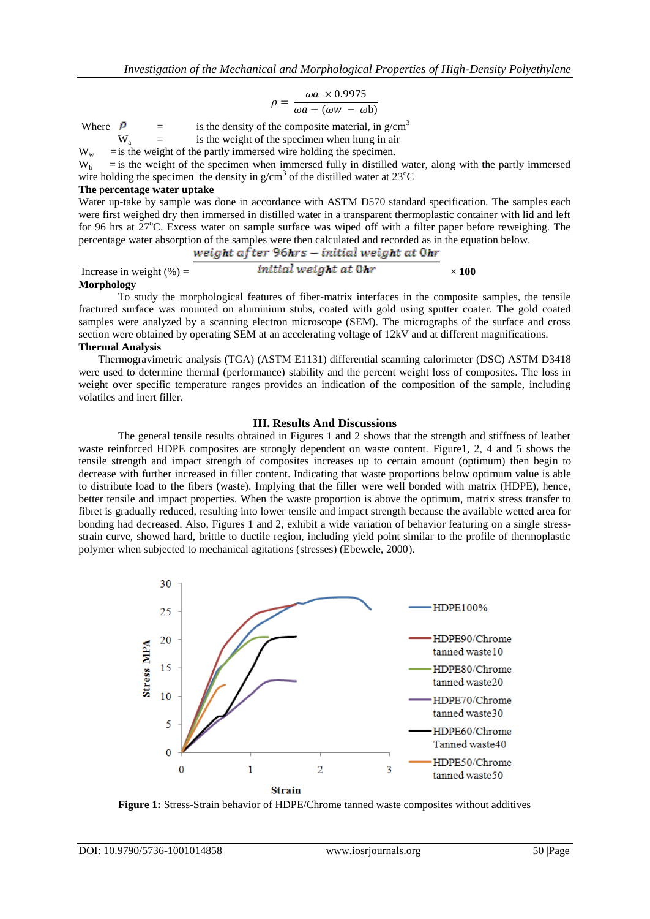$$\rho = \frac{\omega a \ \times 0.9975}{\omega a - (\omega w \ - \ \omega b)}$$

Where $\rho$ = is the density of the composite material, in g/cm$^3$

$W_a$ = is the weight of the specimen when hung in air

$W_w$ = is the weight of the partly immersed wire holding the specimen.

$W_b$ = is the weight of the specimen when immersed fully in distilled water, along with the partly immersed wire holding the specimen the density in g/cm$^3$ of the distilled water at 23$^o$C

**The percentage water uptake**

Water up-take by sample was done in accordance with ASTM D570 standard specification. The samples each were first weighed dry then immersed in distilled water in a transparent thermoplastic container with lid and left for 96 hrs at 27$^o$C. Excess water on sample surface was wiped off with a filter paper before reweighing. The percentage water absorption of the samples were then calculated and recorded as in the equation below.

$$\text{Increase in weight (\%)} = \frac{\textit{weight after 96hrs} - \textit{initial weight at 0hr}}{\textit{initial weight at 0hr}} \times \mathbf{100}$$

**Morphology**

To study the morphological features of fiber-matrix interfaces in the composite samples, the tensile fractured surface was mounted on aluminium stubs, coated with gold using sputter coater. The gold coated samples were analyzed by a scanning electron microscope (SEM). The micrographs of the surface and cross section were obtained by operating SEM at an accelerating voltage of 12kV and at different magnifications.

**Thermal Analysis**

Thermogravimetric analysis (TGA) (ASTM E1131) differential scanning calorimeter (DSC) ASTM D3418 were used to determine thermal (performance) stability and the percent weight loss of composites. The loss in weight over specific temperature ranges provides an indication of the composition of the sample, including volatiles and inert filler.

## III. Results And Discussions

The general tensile results obtained in Figures 1 and 2 shows that the strength and stiffness of leather waste reinforced HDPE composites are strongly dependent on waste content. Figure1, 2, 4 and 5 shows the tensile strength and impact strength of composites increases up to certain amount (optimum) then begin to decrease with further increased in filler content. Indicating that waste proportions below optimum value is able to distribute load to the fibers (waste). Implying that the filler were well bonded with matrix (HDPE), hence, better tensile and impact properties. When the waste proportion is above the optimum, matrix stress transfer to fibret is gradually reduced, resulting into lower tensile and impact strength because the available wetted area for bonding had decreased. Also, Figures 1 and 2, exhibit a wide variation of behavior featuring on a single stress-strain curve, showed hard, brittle to ductile region, including yield point similar to the profile of thermoplastic polymer when subjected to mechanical agitations (stresses) (Ebewele, 2000).

**Figure 1:** Stress-Strain behavior of HDPE/Chrome tanned waste composites without additives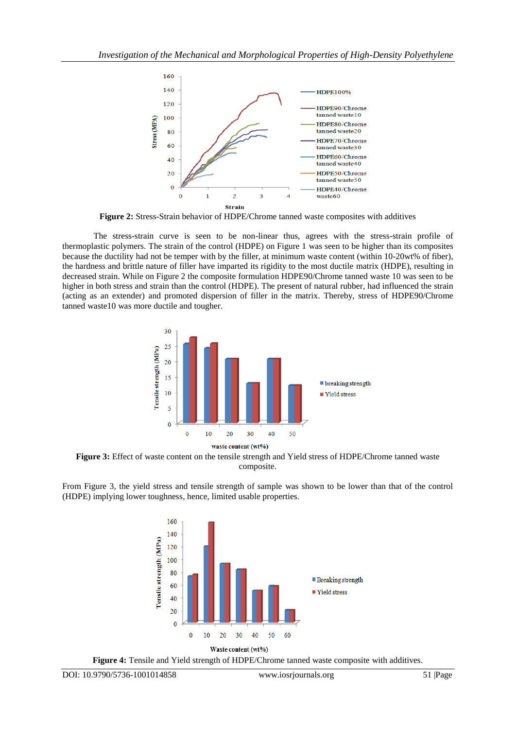**Figure 2:** Stress-Strain behavior of HDPE/Chrome tanned waste composites with additives

The stress-strain curve is seen to be non-linear thus, agrees with the stress-strain profile of thermoplastic polymers. The strain of the control (HDPE) on Figure 1 was seen to be higher than its composites because the ductility had not be temper with by the filler, at minimum waste content (within 10-20wt% of fiber), the hardness and brittle nature of filler have imparted its rigidity to the most ductile matrix (HDPE), resulting in decreased strain. While on Figure 2 the composite formulation HDPE90/Chrome tanned waste 10 was seen to be higher in both stress and strain than the control (HDPE). The present of natural rubber, had influenced the strain (acting as an extender) and promoted dispersion of filler in the matrix. Thereby, stress of HDPE90/Chrome tanned waste10 was more ductile and tougher.

**Figure 3:** Effect of waste content on the tensile strength and Yield stress of HDPE/Chrome tanned waste composite.

From Figure 3, the yield stress and tensile strength of sample was shown to be lower than that of the control (HDPE) implying lower toughness, hence, limited usable properties.

**Figure 4:** Tensile and Yield strength of HDPE/Chrome tanned waste composite with additives.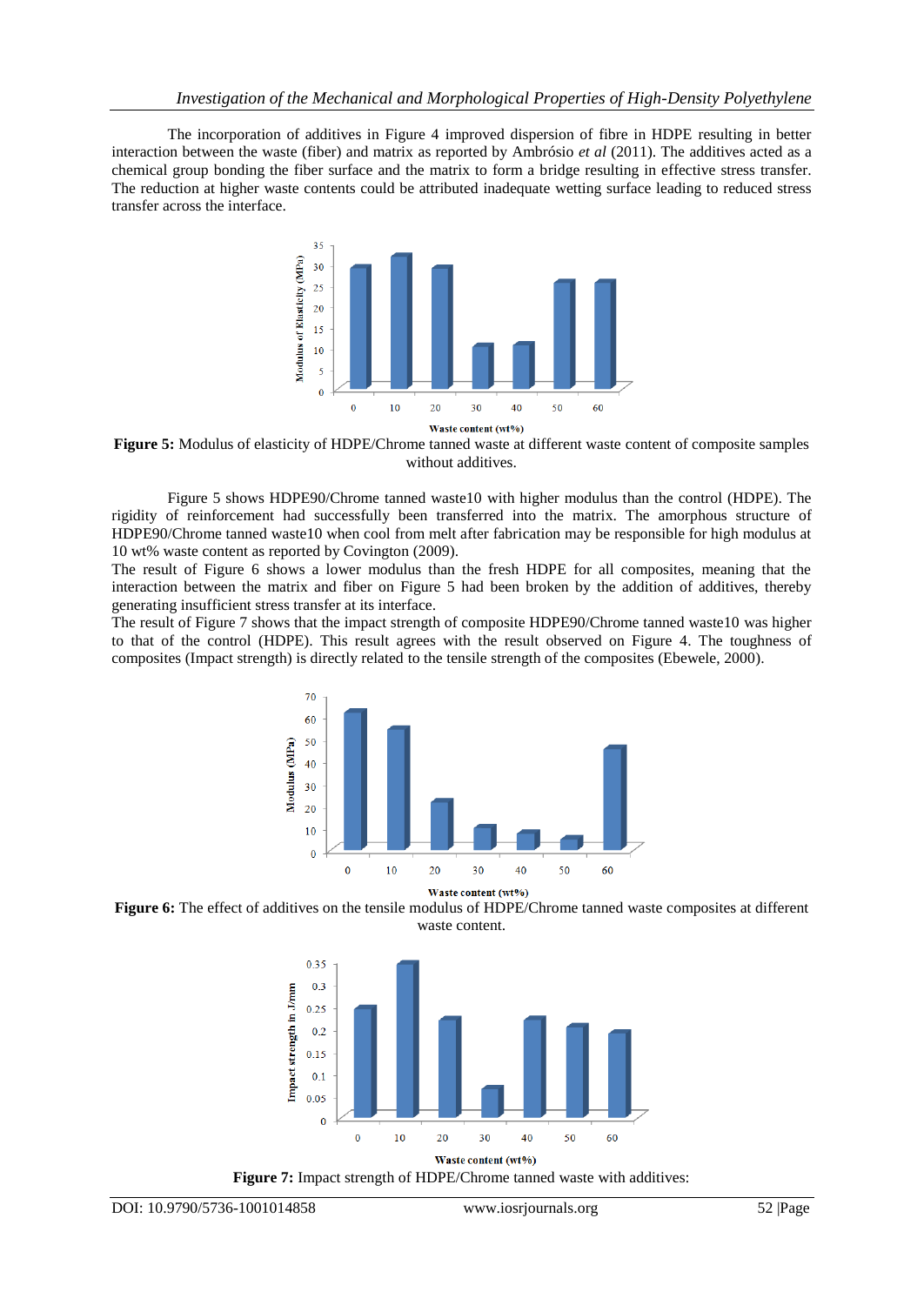The incorporation of additives in Figure 4 improved dispersion of fibre in HDPE resulting in better interaction between the waste (fiber) and matrix as reported by Ambrósio *et al* (2011). The additives acted as a chemical group bonding the fiber surface and the matrix to form a bridge resulting in effective stress transfer. The reduction at higher waste contents could be attributed inadequate wetting surface leading to reduced stress transfer across the interface.

**Figure 5:** Modulus of elasticity of HDPE/Chrome tanned waste at different waste content of composite samples without additives.

Figure 5 shows HDPE90/Chrome tanned waste10 with higher modulus than the control (HDPE). The rigidity of reinforcement had successfully been transferred into the matrix. The amorphous structure of HDPE90/Chrome tanned waste10 when cool from melt after fabrication may be responsible for high modulus at 10 wt% waste content as reported by Covington (2009).

The result of Figure 6 shows a lower modulus than the fresh HDPE for all composites, meaning that the interaction between the matrix and fiber on Figure 5 had been broken by the addition of additives, thereby generating insufficient stress transfer at its interface.

The result of Figure 7 shows that the impact strength of composite HDPE90/Chrome tanned waste10 was higher to that of the control (HDPE). This result agrees with the result observed on Figure 4. The toughness of composites (Impact strength) is directly related to the tensile strength of the composites (Ebewele, 2000).

**Figure 6:** The effect of additives on the tensile modulus of HDPE/Chrome tanned waste composites at different waste content.

**Figure 7:** Impact strength of HDPE/Chrome tanned waste with additives: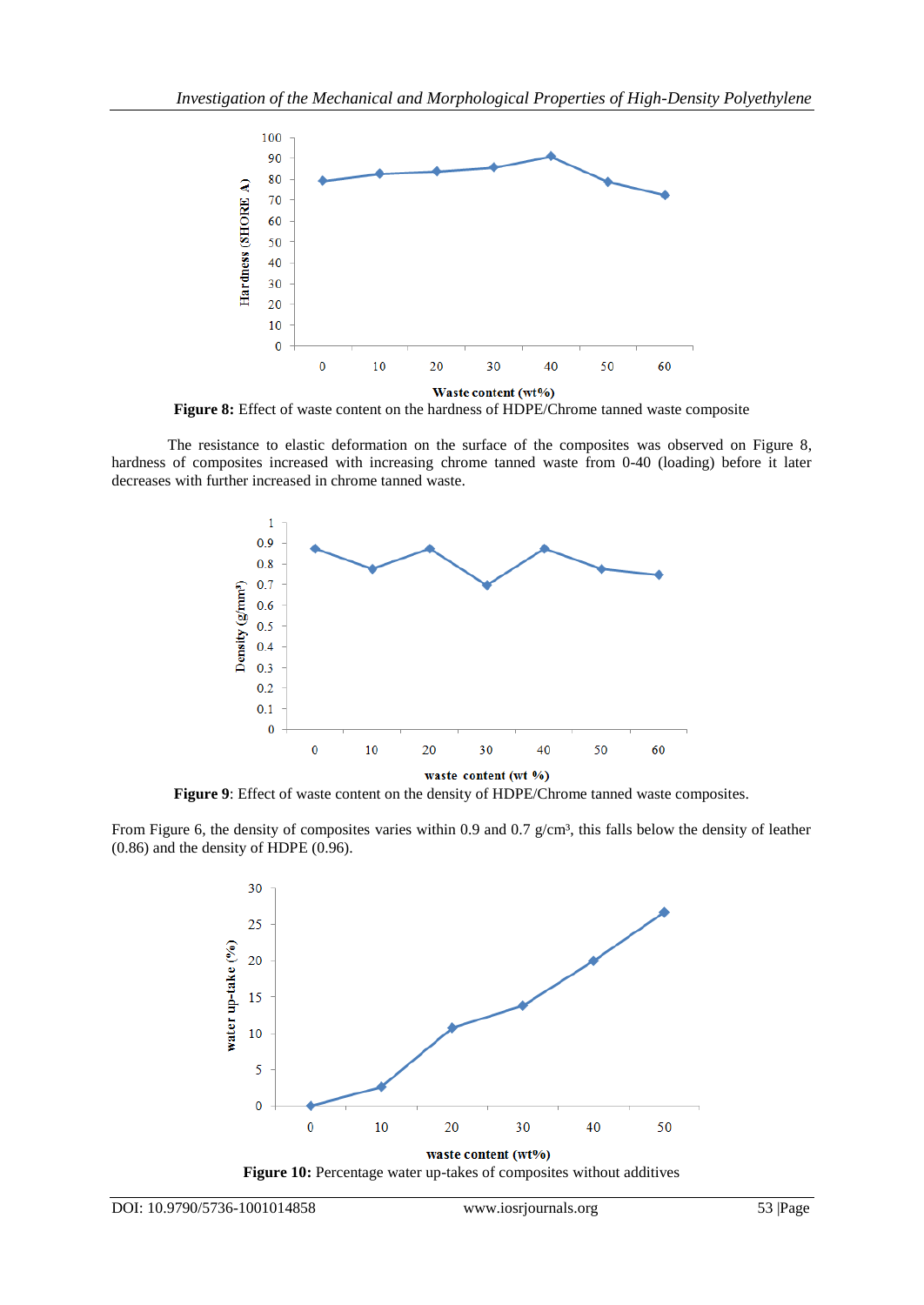**Figure 8:** Effect of waste content on the hardness of HDPE/Chrome tanned waste composite

The resistance to elastic deformation on the surface of the composites was observed on Figure 8, hardness of composites increased with increasing chrome tanned waste from 0-40 (loading) before it later decreases with further increased in chrome tanned waste.

**Figure 9**: Effect of waste content on the density of HDPE/Chrome tanned waste composites.

From Figure 6, the density of composites varies within 0.9 and 0.7 g/cm³, this falls below the density of leather (0.86) and the density of HDPE (0.96).

**Figure 10:** Percentage water up-takes of composites without additives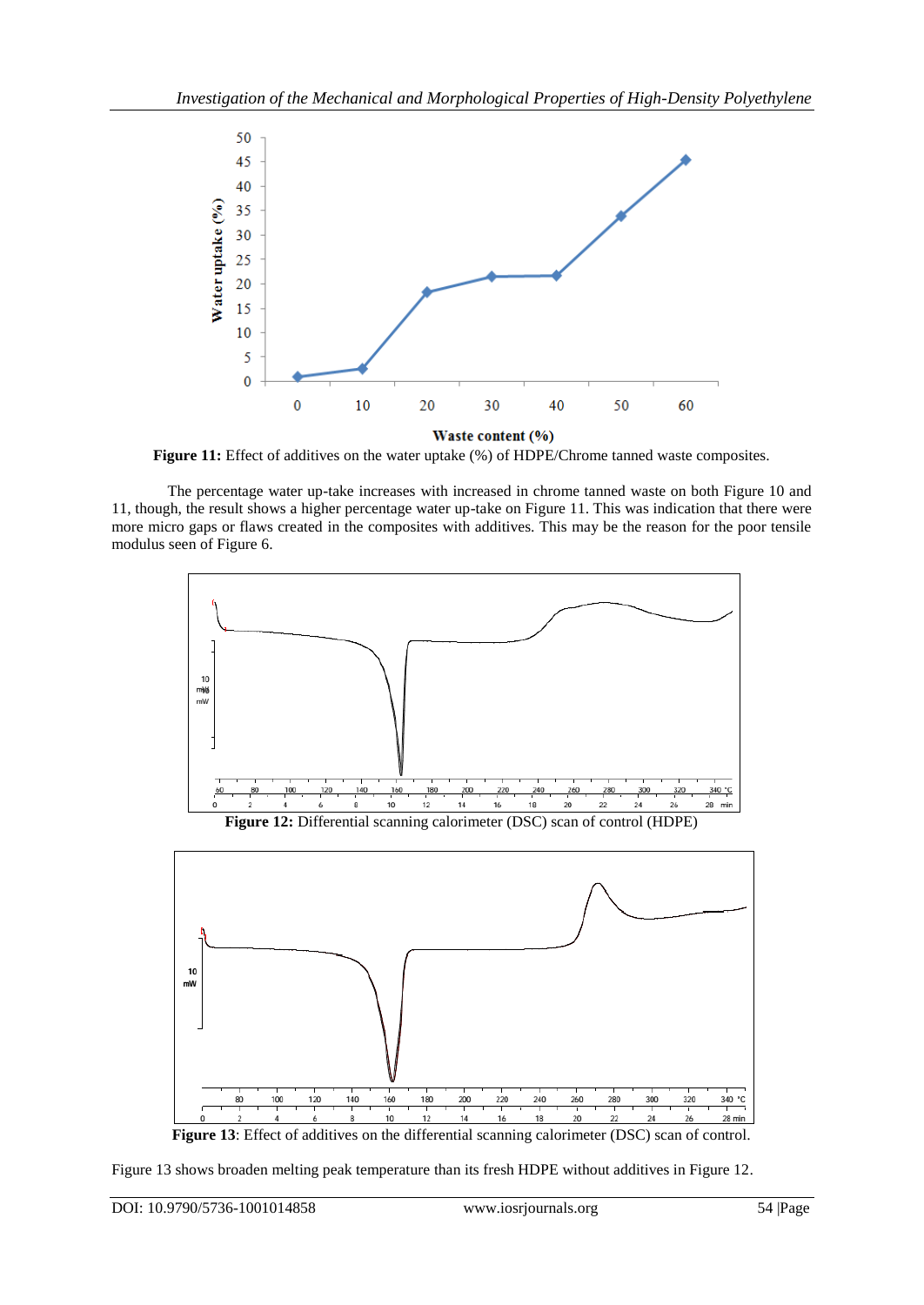Figure 11: Effect of additives on the water uptake (%) of HDPE/Chrome tanned waste composites.

The percentage water up-take increases with increased in chrome tanned waste on both Figure 10 and 11, though, the result shows a higher percentage water up-take on Figure 11. This was indication that there were more micro gaps or flaws created in the composites with additives. This may be the reason for the poor tensile modulus seen of Figure 6.

**Figure 12:** Differential scanning calorimeter (DSC) scan of control (HDPE)

**Figure 13**: Effect of additives on the differential scanning calorimeter (DSC) scan of control.

Figure 13 shows broaden melting peak temperature than its fresh HDPE without additives in Figure 12.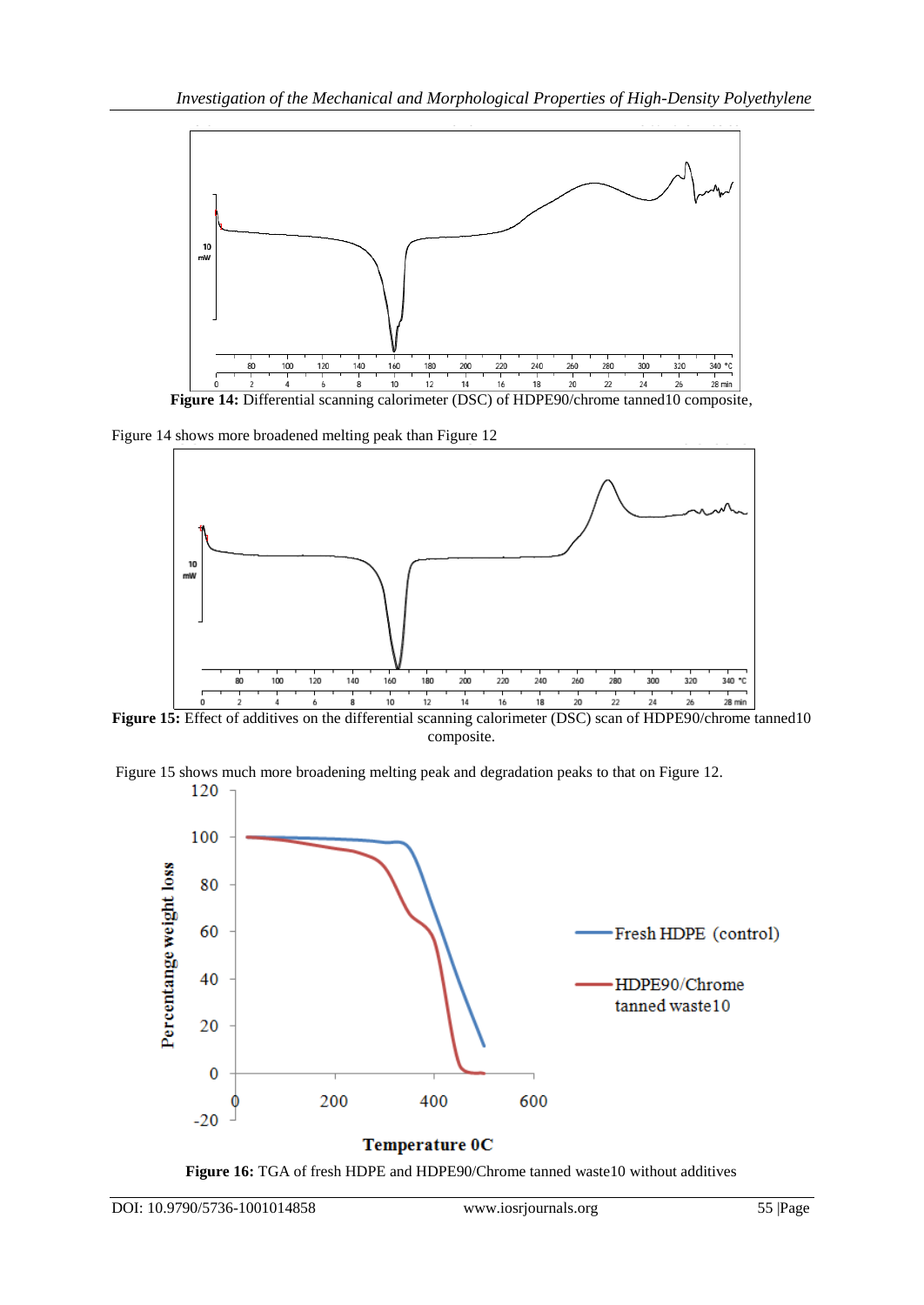**Figure 14:** Differential scanning calorimeter (DSC) of HDPE90/chrome tanned10 composite,

Figure 14 shows more broadened melting peak than Figure 12

**Figure 15:** Effect of additives on the differential scanning calorimeter (DSC) scan of HDPE90/chrome tanned10 composite.

Figure 15 shows much more broadening melting peak and degradation peaks to that on Figure 12.

**Figure 16:** TGA of fresh HDPE and HDPE90/Chrome tanned waste10 without additives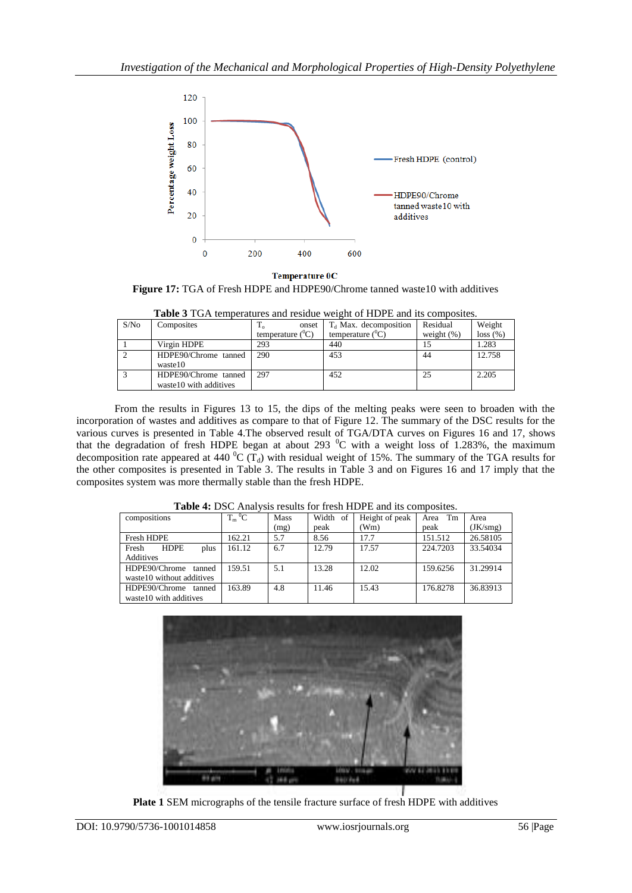Figure 17: TGA of Fresh HDPE and HDPE90/Chrome tanned waste10 with additives

**Table 3** TGA temperatures and residue weight of HDPE and its composites.

| S/No | Composites | $T_o$ onset temperature ($^0$C) | $T_d$ Max. decomposition temperature ($^0$C) | Residual weight (%) | Weight loss (%) |
|---|---|---|---|---|---|
| 1 | Virgin HDPE | 293 | 440 | 15 | 1.283 |
| 2 | HDPE90/Chrome tanned waste10 | 290 | 453 | 44 | 12.758 |
| 3 | HDPE90/Chrome tanned waste10 with additives | 297 | 452 | 25 | 2.205 |

From the results in Figures 13 to 15, the dips of the melting peaks were seen to broaden with the incorporation of wastes and additives as compare to that of Figure 12. The summary of the DSC results for the various curves is presented in Table 4.The observed result of TGA/DTA curves on Figures 16 and 17, shows that the degradation of fresh HDPE began at about 293 $^0$C with a weight loss of 1.283%, the maximum decomposition rate appeared at 440 $^0$C ($T_d$) with residual weight of 15%. The summary of the TGA results for the other composites is presented in Table 3. The results in Table 3 and on Figures 16 and 17 imply that the composites system was more thermally stable than the fresh HDPE.

**Table 4:** DSC Analysis results for fresh HDPE and its composites.

| compositions | $T_m$ $^0$C | Mass (mg) | Width of peak | Height of peak (Wm) | Area Tm peak | Area (JK/smg) |
|---|---|---|---|---|---|---|
| Fresh HDPE | 162.21 | 5.7 | 8.56 | 17.7 | 151.512 | 26.58105 |
| Fresh HDPE plus Additives | 161.12 | 6.7 | 12.79 | 17.57 | 224.7203 | 33.54034 |
| HDPE90/Chrome tanned waste10 without additives | 159.51 | 5.1 | 13.28 | 12.02 | 159.6256 | 31.29914 |
| HDPE90/Chrome tanned waste10 with additives | 163.89 | 4.8 | 11.46 | 15.43 | 176.8278 | 36.83913 |

**Plate 1** SEM micrographs of the tensile fracture surface of fresh HDPE with additives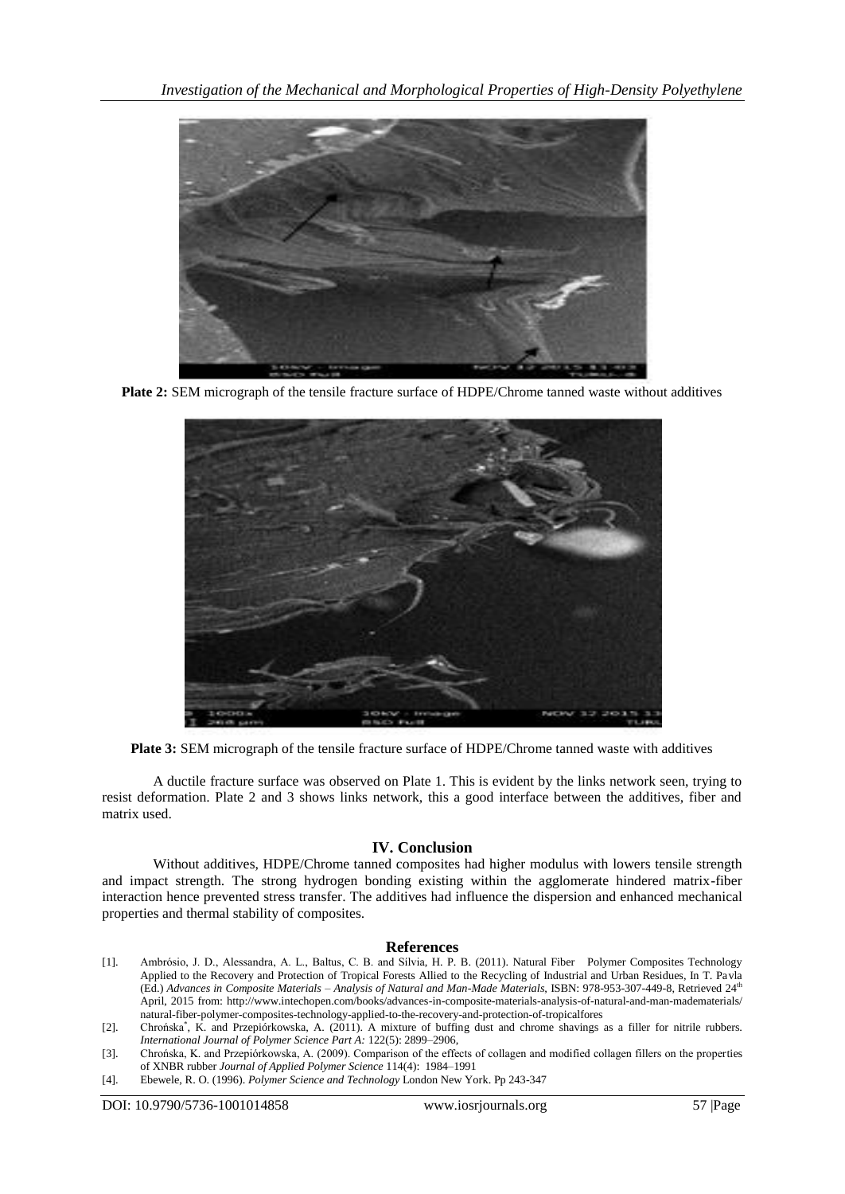**Plate 2:** SEM micrograph of the tensile fracture surface of HDPE/Chrome tanned waste without additives

**Plate 3:** SEM micrograph of the tensile fracture surface of HDPE/Chrome tanned waste with additives

A ductile fracture surface was observed on Plate 1. This is evident by the links network seen, trying to resist deformation. Plate 2 and 3 shows links network, this a good interface between the additives, fiber and matrix used.

## IV. Conclusion

Without additives, HDPE/Chrome tanned composites had higher modulus with lowers tensile strength and impact strength. The strong hydrogen bonding existing within the agglomerate hindered matrix-fiber interaction hence prevented stress transfer. The additives had influence the dispersion and enhanced mechanical properties and thermal stability of composites.

## References

[1]. Ambrósio, J. D., Alessandra, A. L., Baltus, C. B. and Silvia, H. P. B. (2011). Natural Fiber Polymer Composites Technology Applied to the Recovery and Protection of Tropical Forests Allied to the Recycling of Industrial and Urban Residues, In T. Pavla (Ed.) *Advances in Composite Materials – Analysis of Natural and Man-Made Materials*, ISBN: 978-953-307-449-8, Retrieved 24th April, 2015 from: http://www.intechopen.com/books/advances-in-composite-materials-analysis-of-natural-and-man-madematerials/natural-fiber-polymer-composites-technology-applied-to-the-recovery-and-protection-of-tropicalfores

[2]. Chrońska*, K. and Przepiórkowska, A. (2011). A mixture of buffing dust and chrome shavings as a filler for nitrile rubbers. *International Journal of Polymer Science Part A:* 122(5): 2899–2906,

[3]. Chrońska, K. and Przepiórkowska, A. (2009). Comparison of the effects of collagen and modified collagen fillers on the properties of XNBR rubber *Journal of Applied Polymer Science* 114(4): 1984–1991

[4]. Ebewele, R. O. (1996). *Polymer Science and Technology* London New York. Pp 243-347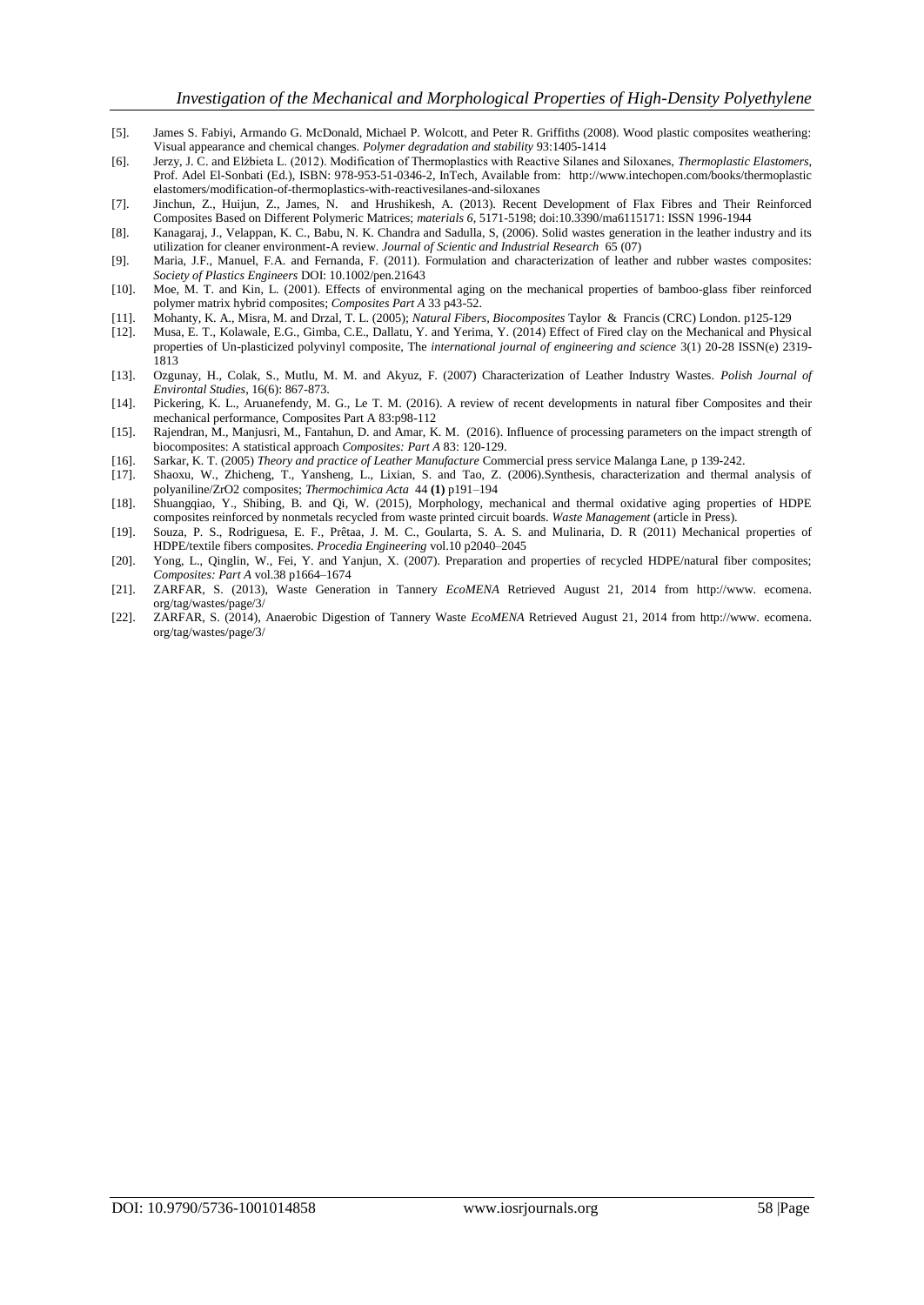[5]. James S. Fabiyi, Armando G. McDonald, Michael P. Wolcott, and Peter R. Griffiths (2008). Wood plastic composites weathering: Visual appearance and chemical changes. *Polymer degradation and stability* 93:1405-1414

[6]. Jerzy, J. C. and Elżbieta L. (2012). Modification of Thermoplastics with Reactive Silanes and Siloxanes, *Thermoplastic Elastomers*, Prof. Adel El-Sonbati (Ed.), ISBN: 978-953-51-0346-2, InTech, Available from: http://www.intechopen.com/books/thermoplastic elastomers/modification-of-thermoplastics-with-reactivesilanes-and-siloxanes

[7]. Jinchun, Z., Huijun, Z., James, N. and Hrushikesh, A. (2013). Recent Development of Flax Fibres and Their Reinforced Composites Based on Different Polymeric Matrices; *materials 6*, 5171-5198; doi:10.3390/ma6115171: ISSN 1996-1944

[8]. Kanagaraj, J., Velappan, K. C., Babu, N. K. Chandra and Sadulla, S, (2006). Solid wastes generation in the leather industry and its utilization for cleaner environment-A review. *Journal of Scientic and Industrial Research* 65 (07)

[9]. Maria, J.F., Manuel, F.A. and Fernanda, F. (2011). Formulation and characterization of leather and rubber wastes composites: *Society of Plastics Engineers* DOI: 10.1002/pen.21643

[10]. Moe, M. T. and Kin, L. (2001). Effects of environmental aging on the mechanical properties of bamboo-glass fiber reinforced polymer matrix hybrid composites; *Composites Part A* 33 p43-52.

[11]. Mohanty, K. A., Misra, M. and Drzal, T. L. (2005); *Natural Fibers, Biocomposites* Taylor & Francis (CRC) London. p125-129

[12]. Musa, E. T., Kolawale, E.G., Gimba, C.E., Dallatu, Y. and Yerima, Y. (2014) Effect of Fired clay on the Mechanical and Physical properties of Un-plasticized polyvinyl composite, The *international journal of engineering and science* 3(1) 20-28 ISSN(e) 2319-1813

[13]. Ozgunay, H., Colak, S., Mutlu, M. M. and Akyuz, F. (2007) Characterization of Leather Industry Wastes. *Polish Journal of Environtal Studies*, 16(6): 867-873.

[14]. Pickering, K. L., Aruanefendy, M. G., Le T. M. (2016). A review of recent developments in natural fiber Composites and their mechanical performance, Composites Part A 83:p98-112

[15]. Rajendran, M., Manjusri, M., Fantahun, D. and Amar, K. M. (2016). Influence of processing parameters on the impact strength of biocomposites: A statistical approach *Composites: Part A* 83: 120-129.

[16]. Sarkar, K. T. (2005) *Theory and practice of Leather Manufacture* Commercial press service Malanga Lane, p 139-242.

[17]. Shaoxu, W., Zhicheng, T., Yansheng, L., Lixian, S. and Tao, Z. (2006).Synthesis, characterization and thermal analysis of polyaniline/ZrO2 composites; *Thermochimica Acta* 44 **(1)** p191–194

[18]. Shuangqiao, Y., Shibing, B. and Qi, W. (2015), Morphology, mechanical and thermal oxidative aging properties of HDPE composites reinforced by nonmetals recycled from waste printed circuit boards. *Waste Management* (article in Press).

[19]. Souza, P. S., Rodriguesa, E. F., Prêtaa, J. M. C., Goularta, S. A. S. and Mulinaria, D. R (2011) Mechanical properties of HDPE/textile fibers composites. *Procedia Engineering* vol.10 p2040–2045

[20]. Yong, L., Qinglin, W., Fei, Y. and Yanjun, X. (2007). Preparation and properties of recycled HDPE/natural fiber composites; *Composites: Part A* vol.38 p1664–1674

[21]. ZARFAR, S. (2013), Waste Generation in Tannery *EcoMENA* Retrieved August 21, 2014 from http://www. ecomena. org/tag/wastes/page/3/

[22]. ZARFAR, S. (2014), Anaerobic Digestion of Tannery Waste *EcoMENA* Retrieved August 21, 2014 from http://www. ecomena. org/tag/wastes/page/3/